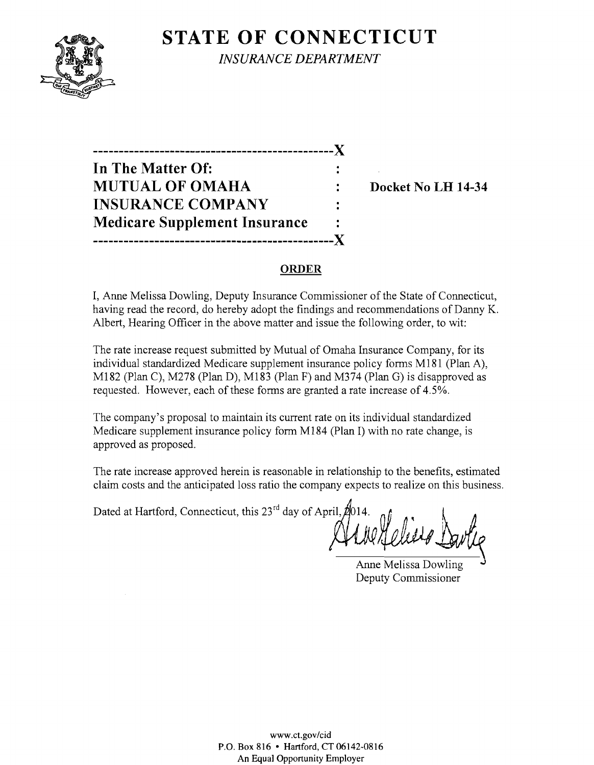# STATE OF CONNECTICUT

*INSURANCE DEPARTMENT*

---

**In The Matter Of:**
**MUTUAL OF OMAHA INSURANCE COMPANY**
**Medicare Supplement Insurance**

**Docket No LH 14-34**

---

## ORDER

I, Anne Melissa Dowling, Deputy Insurance Commissioner of the State of Connecticut, having read the record, do hereby adopt the findings and recommendations of Danny K. Albert, Hearing Officer in the above matter and issue the following order, to wit:

The rate increase request submitted by Mutual of Omaha Insurance Company, for its individual standardized Medicare supplement insurance policy forms M181 (Plan A), M182 (Plan C), M278 (Plan D), M183 (Plan F) and M374 (Plan G) is disapproved as requested. However, each of these forms are granted a rate increase of 4.5%.

The company's proposal to maintain its current rate on its individual standardized Medicare supplement insurance policy form M184 (Plan I) with no rate change, is approved as proposed.

The rate increase approved herein is reasonable in relationship to the benefits, estimated claim costs and the anticipated loss ratio the company expects to realize on this business.

Dated at Hartford, Connecticut, this 23rd day of April, 2014.

Anne Melissa Dowling
Deputy Commissioner

www.ct.gov/cid
P.O. Box 816 • Hartford, CT 06142-0816
An Equal Opportunity Employer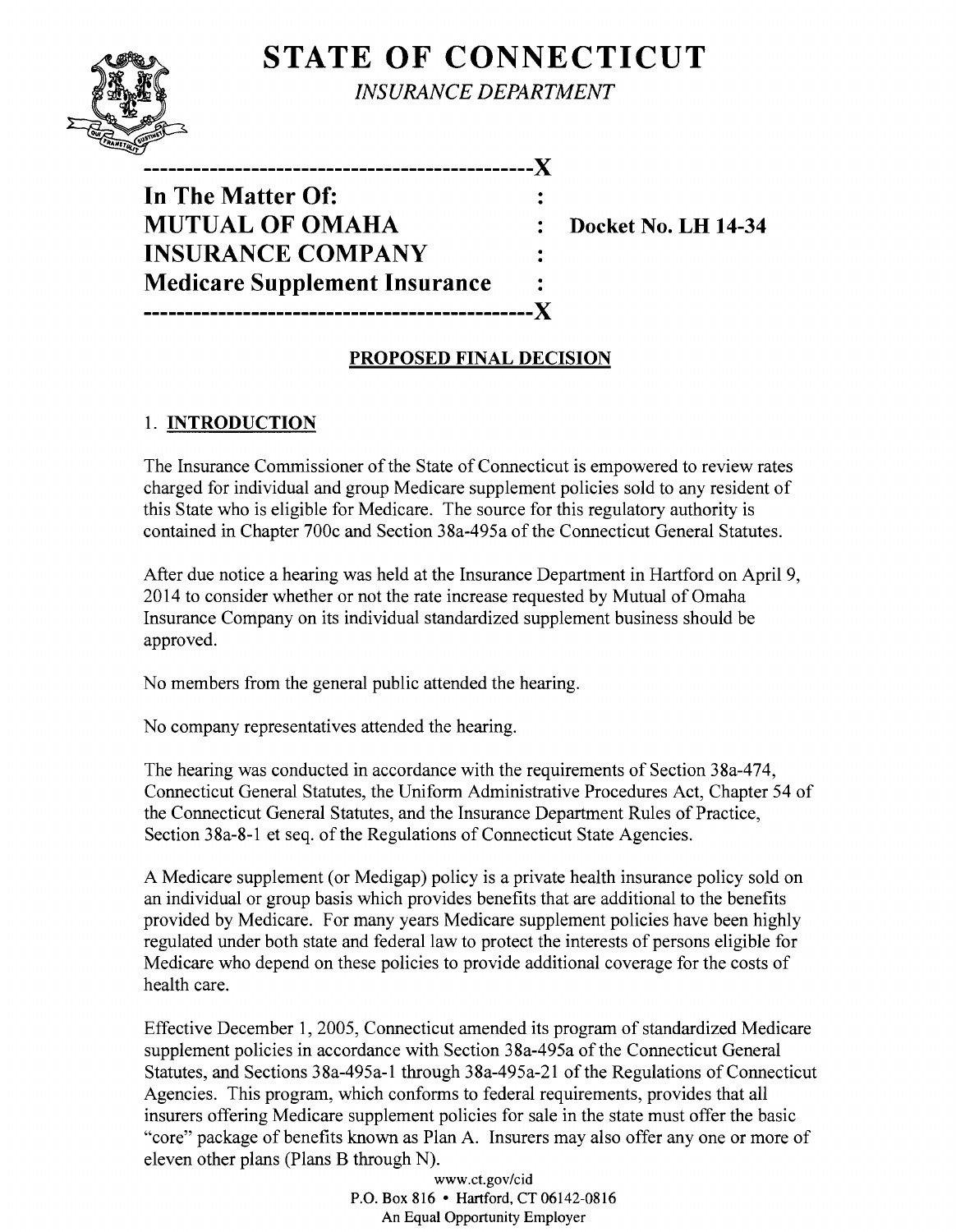# STATE OF CONNECTICUT

*INSURANCE DEPARTMENT*

```
----------------------------------------------X
In The Matter Of:                             :
MUTUAL OF OMAHA                               :   Docket No. LH 14-34
INSURANCE COMPANY                             :
Medicare Supplement Insurance                 :
----------------------------------------------X
```

## PROPOSED FINAL DECISION

### 1. INTRODUCTION

The Insurance Commissioner of the State of Connecticut is empowered to review rates charged for individual and group Medicare supplement policies sold to any resident of this State who is eligible for Medicare. The source for this regulatory authority is contained in Chapter 700c and Section 38a-495a of the Connecticut General Statutes.

After due notice a hearing was held at the Insurance Department in Hartford on April 9, 2014 to consider whether or not the rate increase requested by Mutual of Omaha Insurance Company on its individual standardized supplement business should be approved.

No members from the general public attended the hearing.

No company representatives attended the hearing.

The hearing was conducted in accordance with the requirements of Section 38a-474, Connecticut General Statutes, the Uniform Administrative Procedures Act, Chapter 54 of the Connecticut General Statutes, and the Insurance Department Rules of Practice, Section 38a-8-1 et seq. of the Regulations of Connecticut State Agencies.

A Medicare supplement (or Medigap) policy is a private health insurance policy sold on an individual or group basis which provides benefits that are additional to the benefits provided by Medicare. For many years Medicare supplement policies have been highly regulated under both state and federal law to protect the interests of persons eligible for Medicare who depend on these policies to provide additional coverage for the costs of health care.

Effective December 1, 2005, Connecticut amended its program of standardized Medicare supplement policies in accordance with Section 38a-495a of the Connecticut General Statutes, and Sections 38a-495a-1 through 38a-495a-21 of the Regulations of Connecticut Agencies. This program, which conforms to federal requirements, provides that all insurers offering Medicare supplement policies for sale in the state must offer the basic "core" package of benefits known as Plan A. Insurers may also offer any one or more of eleven other plans (Plans B through N).

www.ct.gov/cid
P.O. Box 816 • Hartford, CT 06142-0816
An Equal Opportunity Employer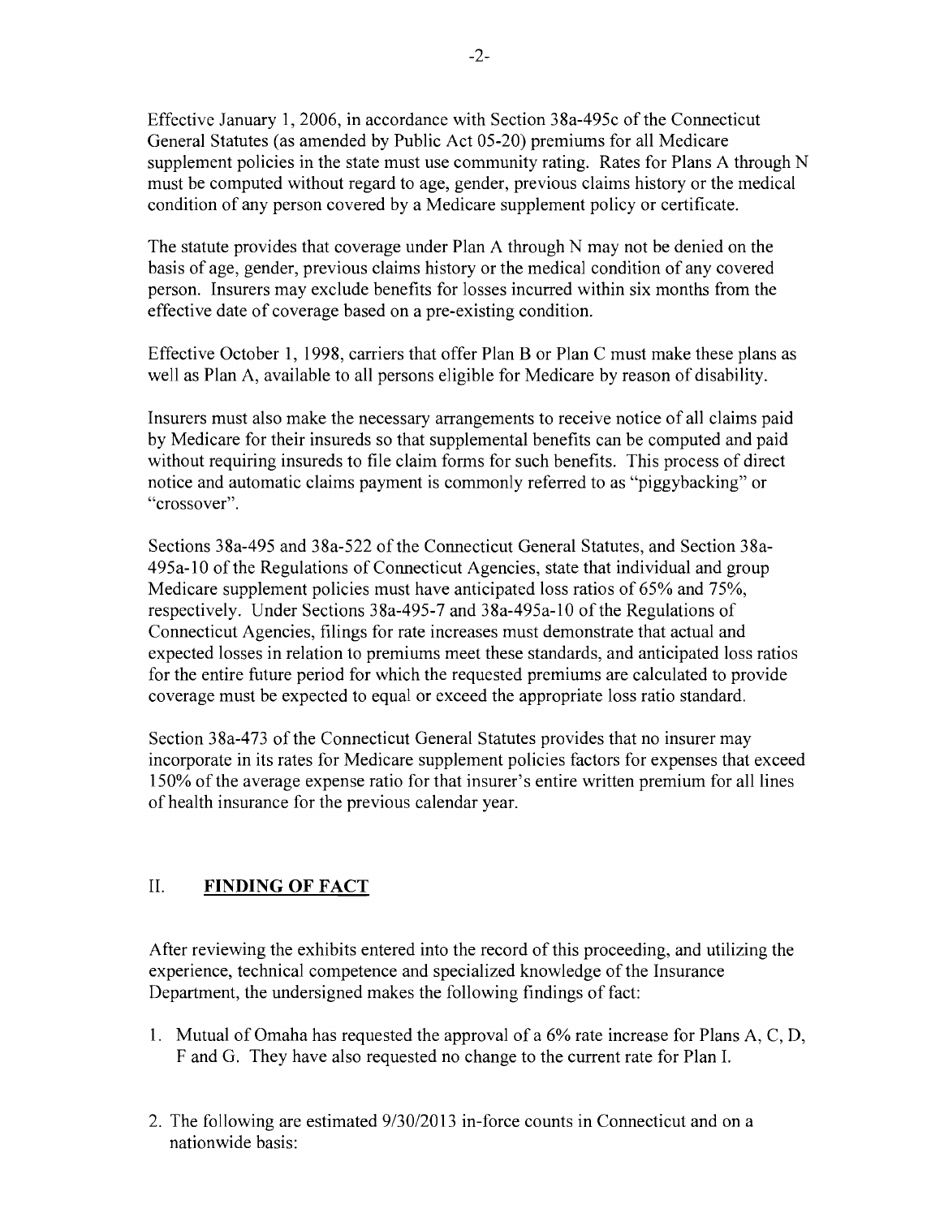Effective January 1, 2006, in accordance with Section 38a-495c of the Connecticut General Statutes (as amended by Public Act 05-20) premiums for all Medicare supplement policies in the state must use community rating. Rates for Plans A through N must be computed without regard to age, gender, previous claims history or the medical condition of any person covered by a Medicare supplement policy or certificate.

The statute provides that coverage under Plan A through N may not be denied on the basis of age, gender, previous claims history or the medical condition of any covered person. Insurers may exclude benefits for losses incurred within six months from the effective date of coverage based on a pre-existing condition.

Effective October 1, 1998, carriers that offer Plan B or Plan C must make these plans as well as Plan A, available to all persons eligible for Medicare by reason of disability.

Insurers must also make the necessary arrangements to receive notice of all claims paid by Medicare for their insureds so that supplemental benefits can be computed and paid without requiring insureds to file claim forms for such benefits. This process of direct notice and automatic claims payment is commonly referred to as "piggybacking" or "crossover".

Sections 38a-495 and 38a-522 of the Connecticut General Statutes, and Section 38a-495a-10 of the Regulations of Connecticut Agencies, state that individual and group Medicare supplement policies must have anticipated loss ratios of 65% and 75%, respectively. Under Sections 38a-495-7 and 38a-495a-10 of the Regulations of Connecticut Agencies, filings for rate increases must demonstrate that actual and expected losses in relation to premiums meet these standards, and anticipated loss ratios for the entire future period for which the requested premiums are calculated to provide coverage must be expected to equal or exceed the appropriate loss ratio standard.

Section 38a-473 of the Connecticut General Statutes provides that no insurer may incorporate in its rates for Medicare supplement policies factors for expenses that exceed 150% of the average expense ratio for that insurer's entire written premium for all lines of health insurance for the previous calendar year.

## II. **FINDING OF FACT**

After reviewing the exhibits entered into the record of this proceeding, and utilizing the experience, technical competence and specialized knowledge of the Insurance Department, the undersigned makes the following findings of fact:

1. Mutual of Omaha has requested the approval of a 6% rate increase for Plans A, C, D, F and G. They have also requested no change to the current rate for Plan I.

2. The following are estimated 9/30/2013 in-force counts in Connecticut and on a nationwide basis: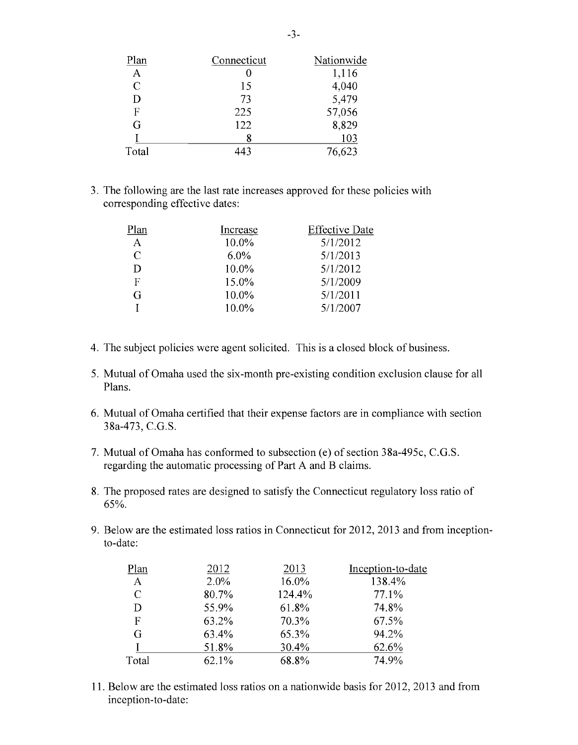| Plan | Connecticut | Nationwide |
|---|---|---|
| A | 0 | 1,116 |
| C | 15 | 4,040 |
| D | 73 | 5,479 |
| F | 225 | 57,056 |
| G | 122 | 8,829 |
| I | 8 | 103 |
| Total | 443 | 76,623 |

3. The following are the last rate increases approved for these policies with corresponding effective dates:

| Plan | Increase | Effective Date |
|---|---|---|
| A | 10.0% | 5/1/2012 |
| C | 6.0% | 5/1/2013 |
| D | 10.0% | 5/1/2012 |
| F | 15.0% | 5/1/2009 |
| G | 10.0% | 5/1/2011 |
| I | 10.0% | 5/1/2007 |

4. The subject policies were agent solicited. This is a closed block of business.

5. Mutual of Omaha used the six-month pre-existing condition exclusion clause for all Plans.

6. Mutual of Omaha certified that their expense factors are in compliance with section 38a-473, C.G.S.

7. Mutual of Omaha has conformed to subsection (e) of section 38a-495c, C.G.S. regarding the automatic processing of Part A and B claims.

8. The proposed rates are designed to satisfy the Connecticut regulatory loss ratio of 65%.

9. Below are the estimated loss ratios in Connecticut for 2012, 2013 and from inception-to-date:

| Plan | 2012 | 2013 | Inception-to-date |
|---|---|---|---|
| A | 2.0% | 16.0% | 138.4% |
| C | 80.7% | 124.4% | 77.1% |
| D | 55.9% | 61.8% | 74.8% |
| F | 63.2% | 70.3% | 67.5% |
| G | 63.4% | 65.3% | 94.2% |
| I | 51.8% | 30.4% | 62.6% |
| Total | 62.1% | 68.8% | 74.9% |

11. Below are the estimated loss ratios on a nationwide basis for 2012, 2013 and from inception-to-date: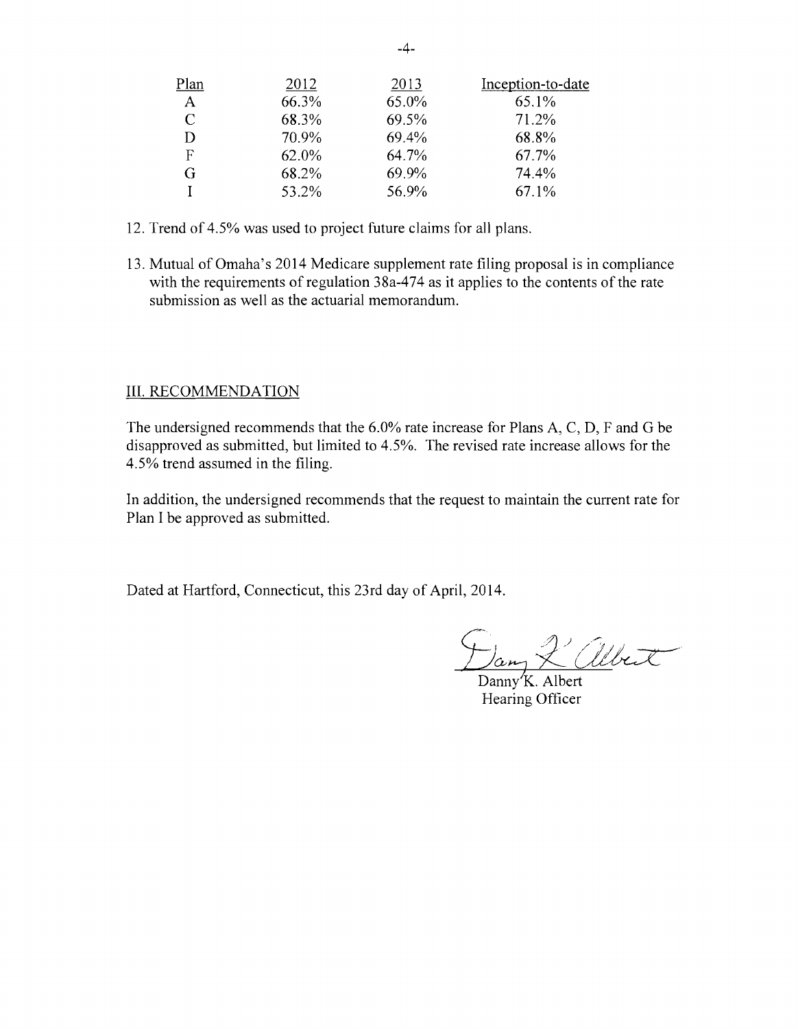| Plan | 2012 | 2013 | Inception-to-date |
| --- | --- | --- | --- |
| A | 66.3% | 65.0% | 65.1% |
| C | 68.3% | 69.5% | 71.2% |
| D | 70.9% | 69.4% | 68.8% |
| F | 62.0% | 64.7% | 67.7% |
| G | 68.2% | 69.9% | 74.4% |
| I | 53.2% | 56.9% | 67.1% |

12. Trend of 4.5% was used to project future claims for all plans.

13. Mutual of Omaha's 2014 Medicare supplement rate filing proposal is in compliance with the requirements of regulation 38a-474 as it applies to the contents of the rate submission as well as the actuarial memorandum.

## III. RECOMMENDATION

The undersigned recommends that the 6.0% rate increase for Plans A, C, D, F and G be disapproved as submitted, but limited to 4.5%. The revised rate increase allows for the 4.5% trend assumed in the filing.

In addition, the undersigned recommends that the request to maintain the current rate for Plan I be approved as submitted.

Dated at Hartford, Connecticut, this 23rd day of April, 2014.

Danny K. Albert
Hearing Officer